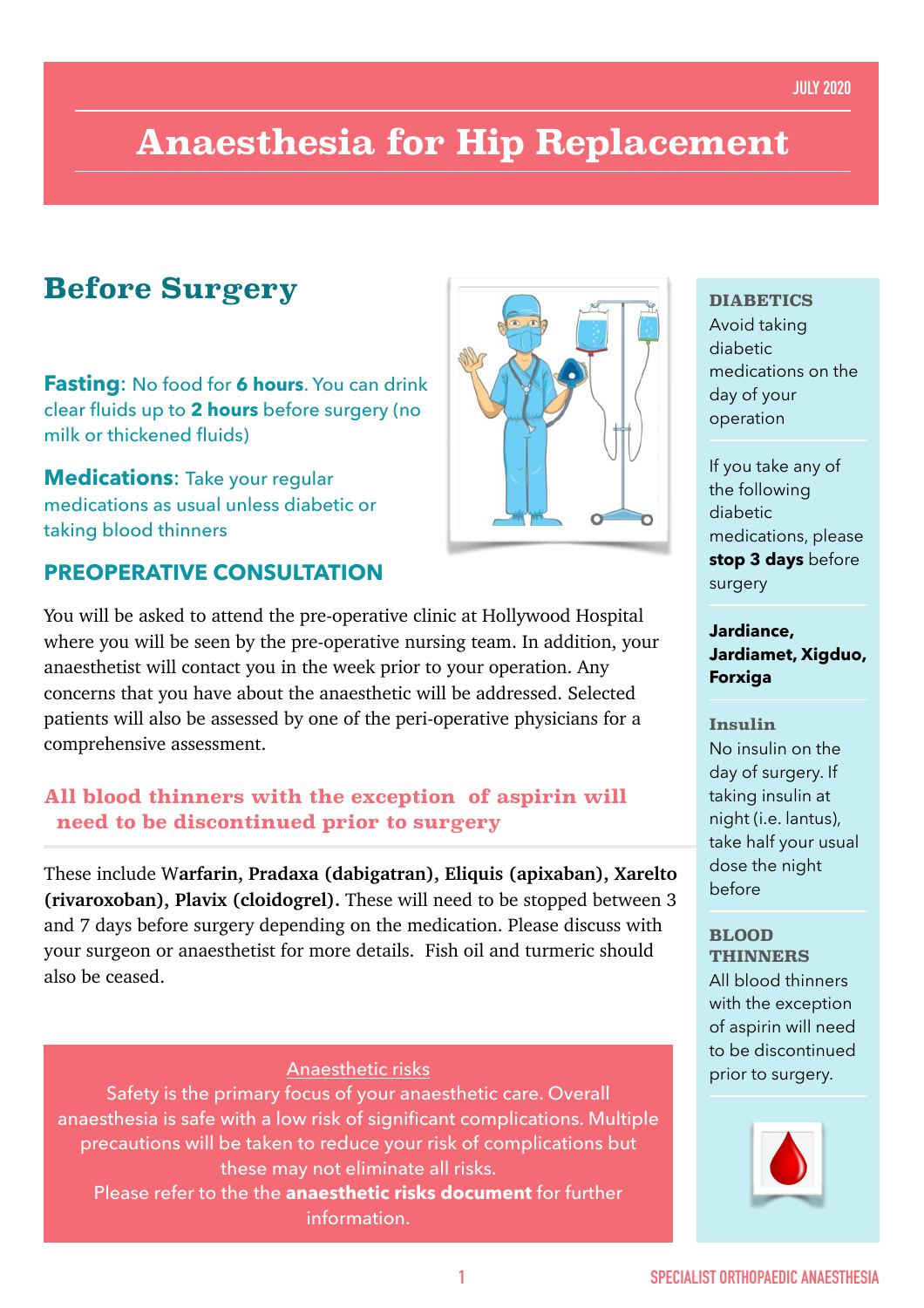JULY 2020

# Anaesthesia for Hip Replacement

## Before Surgery

**Fasting**: No food for **6 hours**. You can drink clear fluids up to **2 hours** before surgery (no milk or thickened fluids)

**Medications**: Take your regular medications as usual unless diabetic or taking blood thinners

### PREOPERATIVE CONSULTATION

You will be asked to attend the pre-operative clinic at Hollywood Hospital where you will be seen by the pre-operative nursing team. In addition, your anaesthetist will contact you in the week prior to your operation. Any concerns that you have about the anaesthetic will be addressed. Selected patients will also be assessed by one of the peri-operative physicians for a comprehensive assessment.

### All blood thinners with the exception of aspirin will need to be discontinued prior to surgery

These include **Warfarin, Pradaxa (dabigatran), Eliquis (apixaban), Xarelto (rivaroxoban), Plavix (cloidogrel).** These will need to be stopped between 3 and 7 days before surgery depending on the medication. Please discuss with your surgeon or anaesthetist for more details. Fish oil and turmeric should also be ceased.

**Anaesthetic risks**

Safety is the primary focus of your anaesthetic care. Overall anaesthesia is safe with a low risk of significant complications. Multiple precautions will be taken to reduce your risk of complications but these may not eliminate all risks.

Please refer to the the **anaesthetic risks document** for further information.

---

**DIABETICS**

Avoid taking diabetic medications on the day of your operation

If you take any of the following diabetic medications, please **stop 3 days** before surgery

**Jardiance, Jardiamet, Xigduo, Forxiga**

**Insulin**

No insulin on the day of surgery. If taking insulin at night (i.e. lantus), take half your usual dose the night before

**BLOOD THINNERS**

All blood thinners with the exception of aspirin will need to be discontinued prior to surgery.

SPECIALIST ORTHOPAEDIC ANAESTHESIA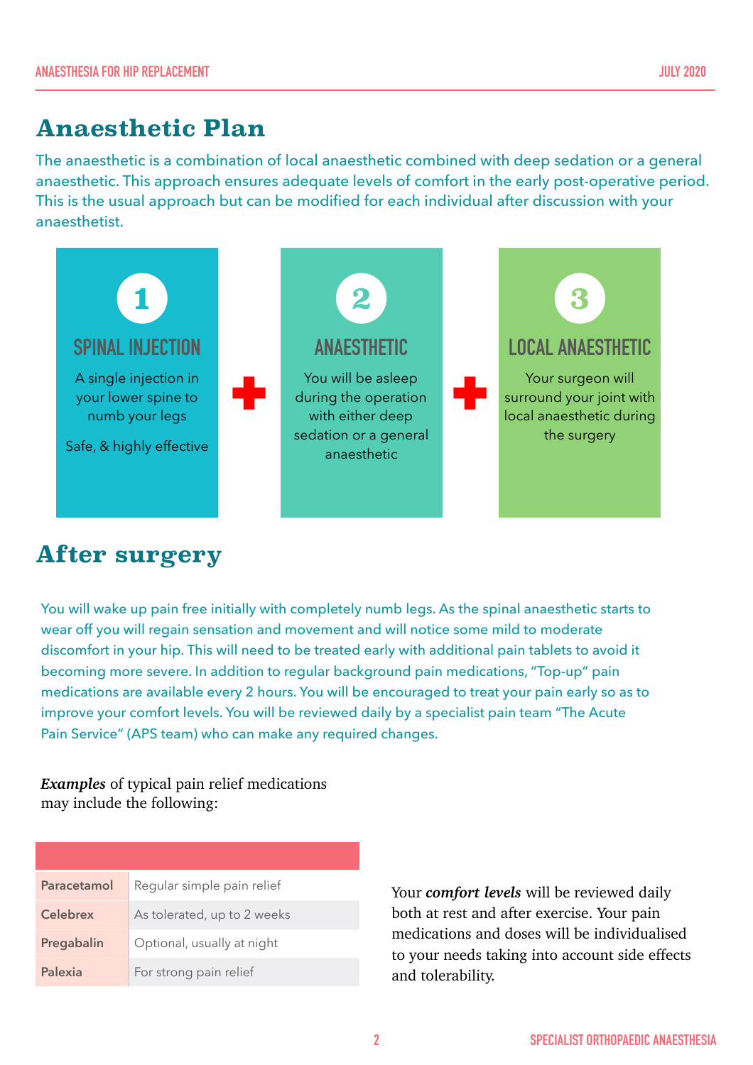## Anaesthetic Plan

The anaesthetic is a combination of local anaesthetic combined with deep sedation or a general anaesthetic. This approach ensures adequate levels of comfort in the early post-operative period. This is the usual approach but can be modified for each individual after discussion with your anaesthetist.

**1**

### SPINAL INJECTION

A single injection in your lower spine to numb your legs

Safe, & highly effective

**+**

**2**

### ANAESTHETIC

You will be asleep during the operation with either deep sedation or a general anaesthetic

**+**

**3**

### LOCAL ANAESTHETIC

Your surgeon will surround your joint with local anaesthetic during the surgery

## After surgery

You will wake up pain free initially with completely numb legs. As the spinal anaesthetic starts to wear off you will regain sensation and movement and will notice some mild to moderate discomfort in your hip. This will need to be treated early with additional pain tablets to avoid it becoming more severe. In addition to regular background pain medications, "Top-up" pain medications are available every 2 hours. You will be encouraged to treat your pain early so as to improve your comfort levels. You will be reviewed daily by a specialist pain team "The Acute Pain Service" (APS team) who can make any required changes.

***Examples*** of typical pain relief medications may include the following:

| | |
|---|---|
| Paracetamol | Regular simple pain relief |
| Celebrex | As tolerated, up to 2 weeks |
| Pregabalin | Optional, usually at night |
| Palexia | For strong pain relief |

Your ***comfort levels*** will be reviewed daily both at rest and after exercise. Your pain medications and doses will be individualised to your needs taking into account side effects and tolerability.